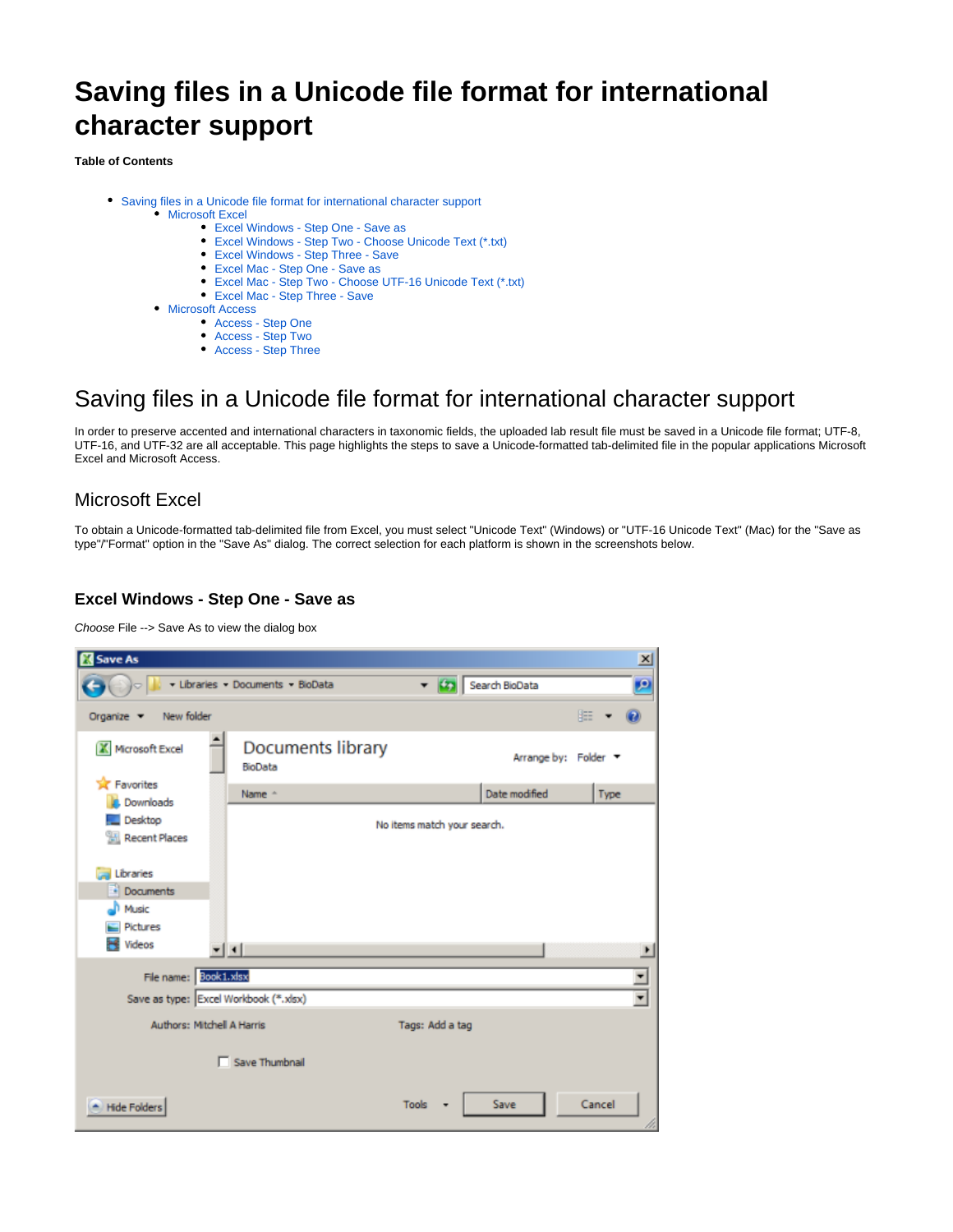# Saving files in a Unicode file format for international character support

**Table of Contents**

- Saving files in a Unicode file format for international character support
  - Microsoft Excel
    - Excel Windows - Step One - Save as
    - Excel Windows - Step Two - Choose Unicode Text (*.txt)
    - Excel Windows - Step Three - Save
    - Excel Mac - Step One - Save as
    - Excel Mac - Step Two - Choose UTF-16 Unicode Text (*.txt)
    - Excel Mac - Step Three - Save
  - Microsoft Access
    - Access - Step One
    - Access - Step Two
    - Access - Step Three

# Saving files in a Unicode file format for international character support

In order to preserve accented and international characters in taxonomic fields, the uploaded lab result file must be saved in a Unicode file format; UTF-8, UTF-16, and UTF-32 are all acceptable. This page highlights the steps to save a Unicode-formatted tab-delimited file in the popular applications Microsoft Excel and Microsoft Access.

## Microsoft Excel

To obtain a Unicode-formatted tab-delimited file from Excel, you must select "Unicode Text" (Windows) or "UTF-16 Unicode Text" (Mac) for the "Save as type"/"Format" option in the "Save As" dialog. The correct selection for each platform is shown in the screenshots below.

### Excel Windows - Step One - Save as

*Choose* File --> Save As to view the dialog box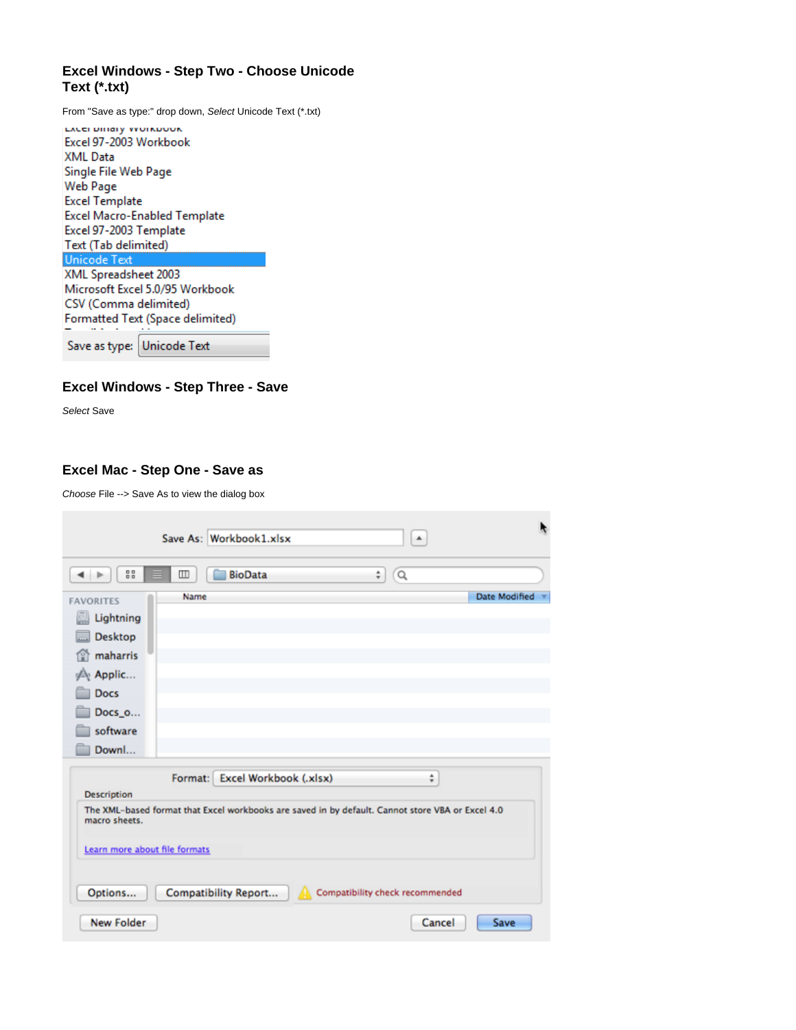## Excel Windows - Step Two - Choose Unicode Text (*.txt)

From "Save as type:" drop down, *Select* Unicode Text (*.txt)

## Excel Windows - Step Three - Save

*Select* Save

## Excel Mac - Step One - Save as

*Choose* File --> Save As to view the dialog box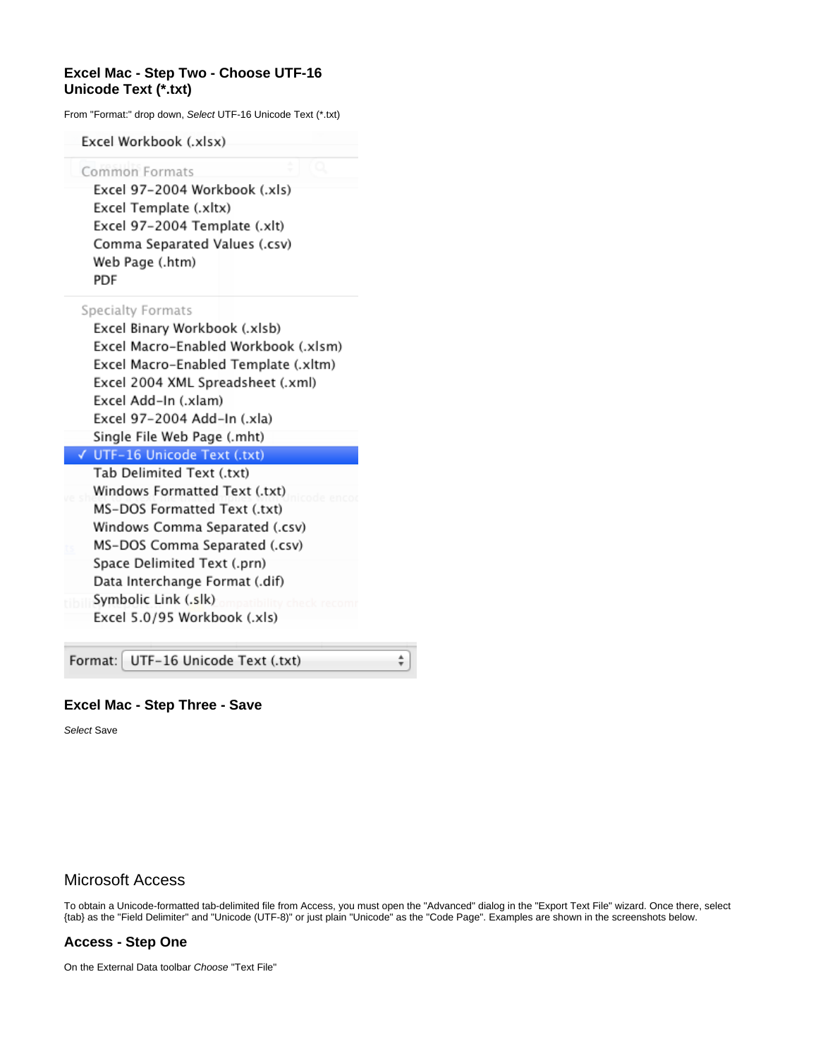### Excel Mac - Step Two - Choose UTF-16 Unicode Text (*.txt)

From "Format:" drop down, *Select* UTF-16 Unicode Text (*.txt)

### Excel Mac - Step Three - Save

*Select* Save

## Microsoft Access

To obtain a Unicode-formatted tab-delimited file from Access, you must open the "Advanced" dialog in the "Export Text File" wizard. Once there, select {tab} as the "Field Delimiter" and "Unicode (UTF-8)" or just plain "Unicode" as the "Code Page". Examples are shown in the screenshots below.

### Access - Step One

On the External Data toolbar *Choose* "Text File"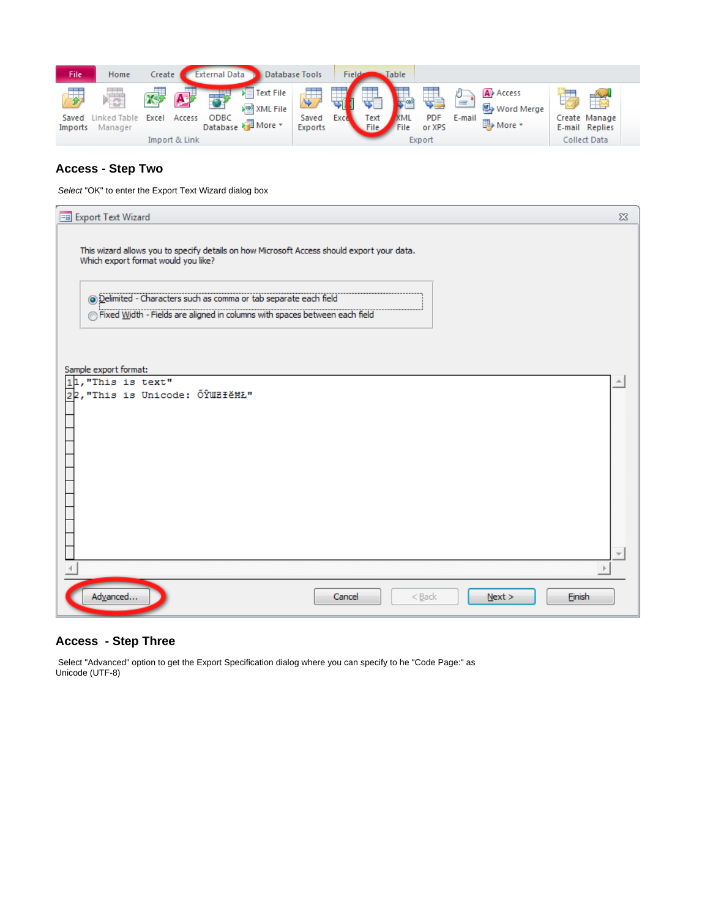## Access - Step Two

*Select* "OK" to enter the Export Text Wizard dialog box

## Access - Step Three

Select "Advanced" option to get the Export Specification dialog where you can specify to he "Code Page:" as Unicode (UTF-8)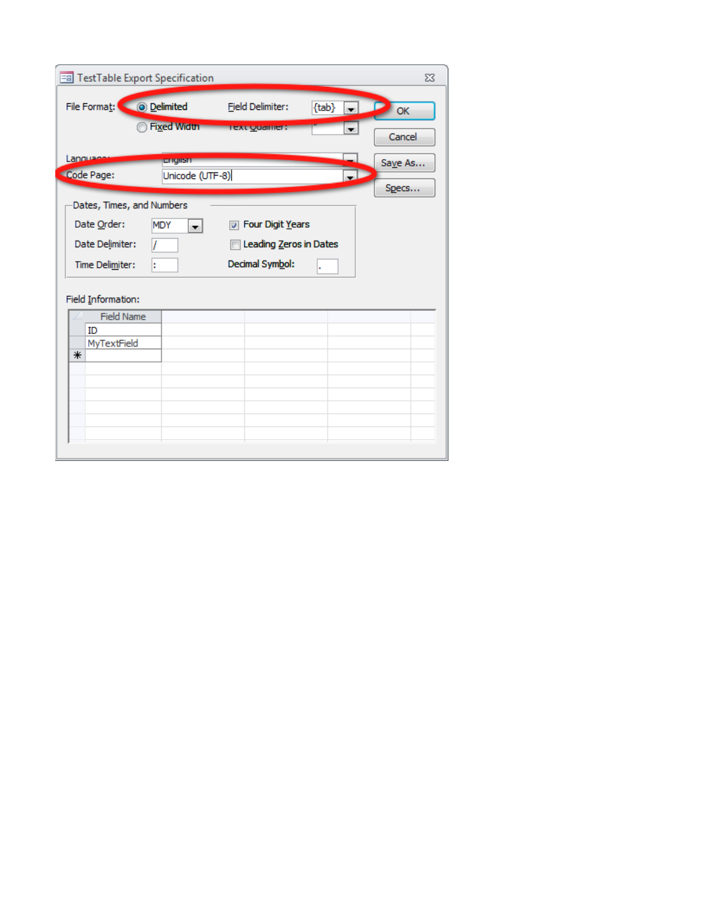TestTable Export Specification

File Format: Delimited / Fixed Width

Field Delimiter: {tab}

Text Qualifier: "

Language: English

Code Page: Unicode (UTF-8)

OK

Cancel

Save As...

Specs...

Dates, Times, and Numbers

Date Order: MDY

Four Digit Years

Date Delimiter: /

Leading Zeros in Dates

Time Delimiter: :

Decimal Symbol: .

Field Information:

| Field Name |
|---|
| ID |
| MyTextField |